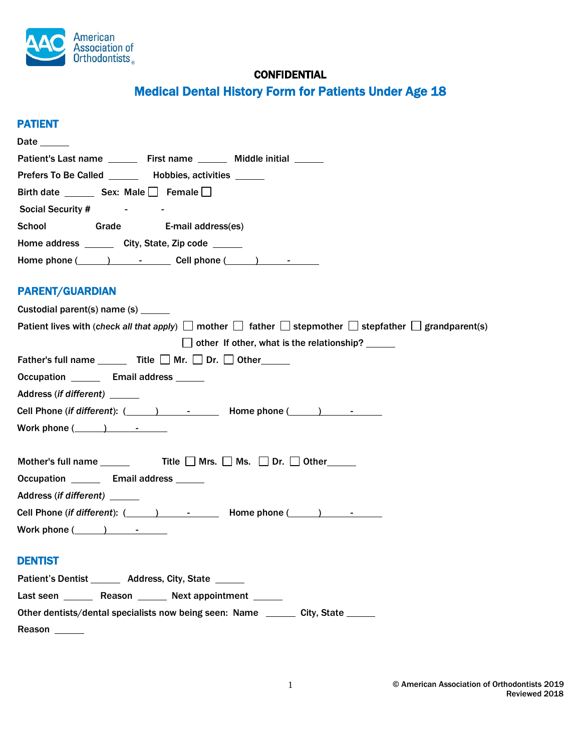American Association of Orthodontists

**CONFIDENTIAL**

# Medical Dental History Form for Patients Under Age 18

## PATIENT

Date ______

Patient's Last name ______ First name ______ Middle initial ______

Prefers To Be Called ______ Hobbies, activities ______

Birth date ______ Sex: Male ☐ Female ☐

Social Security # - -

School Grade E-mail address(es)

Home address ______ City, State, Zip code ______

Home phone (______) ______ - ______ Cell phone (______) ______ - ______

## PARENT/GUARDIAN

Custodial parent(s) name (s) ______

Patient lives with (*check all that apply*) ☐ mother ☐ father ☐ stepmother ☐ stepfather ☐ grandparent(s)

☐ other If other, what is the relationship? ______

Father's full name ______ Title ☐ Mr. ☐ Dr. ☐ Other______

Occupation ______ Email address ______

Address (*if different*) ______

Cell Phone (*if different*): (______) ______ - ______ Home phone (______) ______ - ______

Work phone (______) ______ - ______

Mother's full name ______ Title ☐ Mrs. ☐ Ms. ☐ Dr. ☐ Other______

Occupation ______ Email address ______

Address (*if different*) ______

Cell Phone (*if different*): (______) ______ - ______ Home phone (______) ______ - ______

Work phone (______) ______ - ______

## DENTIST

Patient's Dentist ______ Address, City, State ______

Last seen ______ Reason ______ Next appointment ______

Other dentists/dental specialists now being seen: Name ______ City, State ______

Reason ______

© American Association of Orthodontists 2019
Reviewed 2018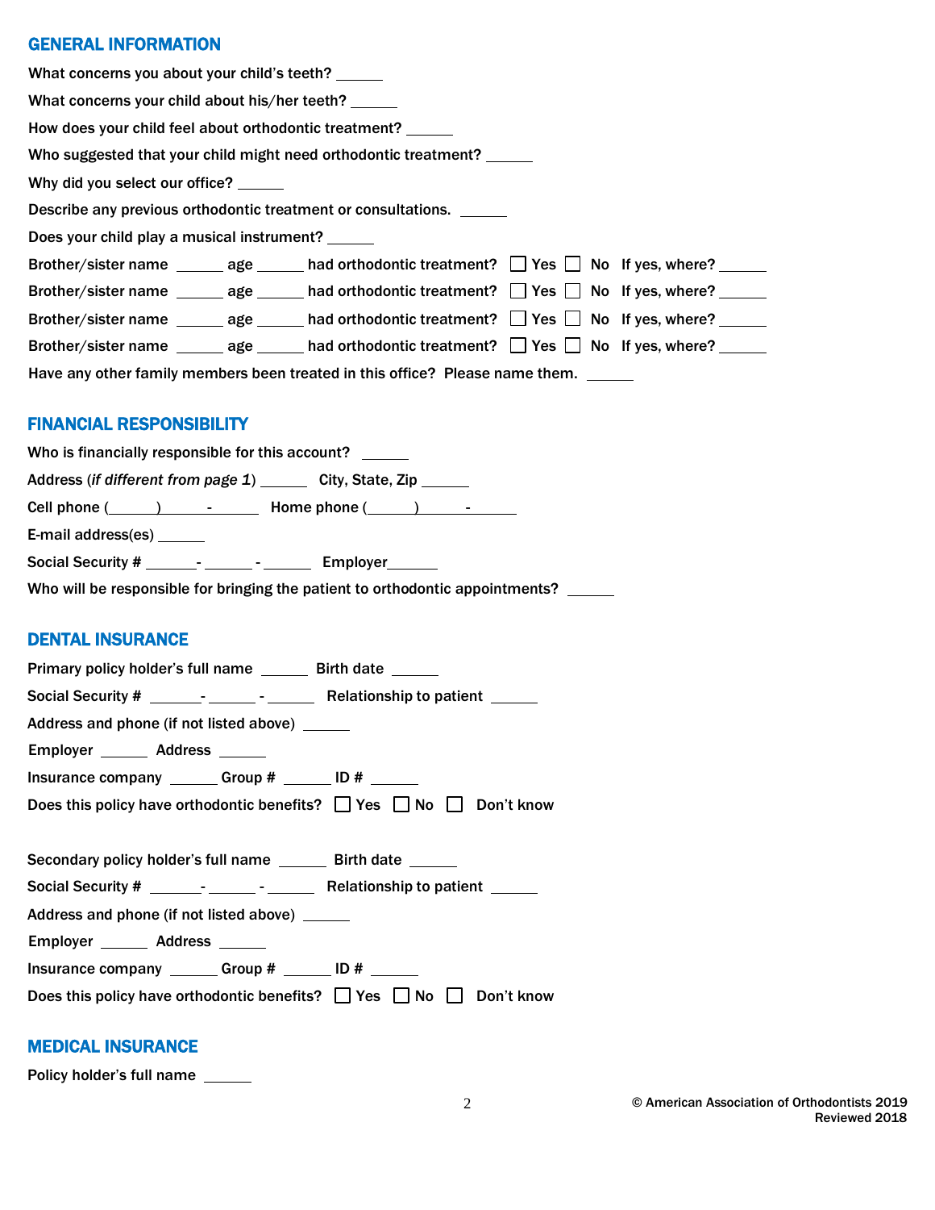## GENERAL INFORMATION

What concerns you about your child's teeth? ______

What concerns your child about his/her teeth? ______

How does your child feel about orthodontic treatment? ______

Who suggested that your child might need orthodontic treatment? ______

Why did you select our office? ______

Describe any previous orthodontic treatment or consultations. ______

Does your child play a musical instrument? ______

Brother/sister name ______ age ______ had orthodontic treatment? ☐ Yes ☐ No If yes, where? ______

Brother/sister name ______ age ______ had orthodontic treatment? ☐ Yes ☐ No If yes, where? ______

Brother/sister name ______ age ______ had orthodontic treatment? ☐ Yes ☐ No If yes, where? ______

Brother/sister name ______ age ______ had orthodontic treatment? ☐ Yes ☐ No If yes, where? ______

Have any other family members been treated in this office? Please name them. ______

## FINANCIAL RESPONSIBILITY

Who is financially responsible for this account? ______

Address (*if different from page 1*) ______ City, State, Zip ______

Cell phone (______) ______ - ______ Home phone (______) ______ - ______

E-mail address(es) ______

Social Security # ______ - ______ - ______ Employer______

Who will be responsible for bringing the patient to orthodontic appointments? ______

## DENTAL INSURANCE

Primary policy holder's full name ______ Birth date ______

Social Security # ______ - ______ - ______ Relationship to patient ______

Address and phone (if not listed above) ______

Employer ______ Address ______

Insurance company ______ Group # ______ ID # ______

Does this policy have orthodontic benefits? ☐ Yes ☐ No ☐ Don't know

Secondary policy holder's full name ______ Birth date ______

Social Security # ______ - ______ - ______ Relationship to patient ______

Address and phone (if not listed above) ______

Employer ______ Address ______

Insurance company ______ Group # ______ ID # ______

Does this policy have orthodontic benefits? ☐ Yes ☐ No ☐ Don't know

## MEDICAL INSURANCE

Policy holder's full name ______

© American Association of Orthodontists 2019
Reviewed 2018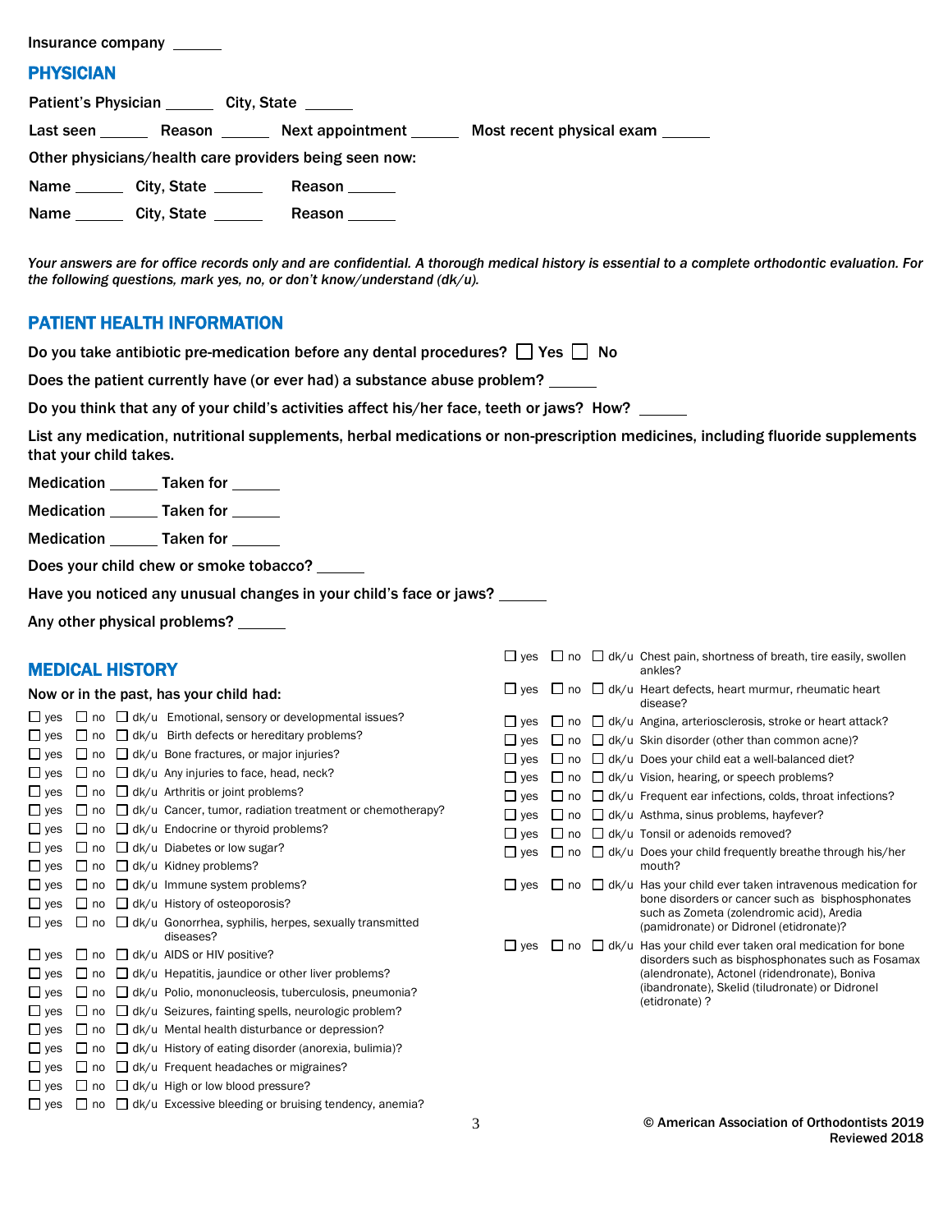Insurance company ______

## PHYSICIAN

Patient's Physician ______ City, State ______

Last seen ______ Reason ______ Next appointment ______ Most recent physical exam ______

Other physicians/health care providers being seen now:

Name ______ City, State ______ Reason ______

Name ______ City, State ______ Reason ______

*Your answers are for office records only and are confidential. A thorough medical history is essential to a complete orthodontic evaluation. For the following questions, mark yes, no, or don't know/understand (dk/u).*

## PATIENT HEALTH INFORMATION

Do you take antibiotic pre-medication before any dental procedures? ☐ Yes ☐ No

Does the patient currently have (or ever had) a substance abuse problem? ______

Do you think that any of your child's activities affect his/her face, teeth or jaws? How? ______

List any medication, nutritional supplements, herbal medications or non-prescription medicines, including fluoride supplements that your child takes.

Medication ______ Taken for ______

Medication ______ Taken for ______

Medication ______ Taken for ______

Does your child chew or smoke tobacco? ______

Have you noticed any unusual changes in your child's face or jaws? ______

Any other physical problems? ______

## MEDICAL HISTORY

Now or in the past, has your child had:

- ☐ yes ☐ no ☐ dk/u Emotional, sensory or developmental issues?
- ☐ yes ☐ no ☐ dk/u Birth defects or hereditary problems?
- ☐ yes ☐ no ☐ dk/u Bone fractures, or major injuries?
- ☐ yes ☐ no ☐ dk/u Any injuries to face, head, neck?
- ☐ yes ☐ no ☐ dk/u Arthritis or joint problems?
- ☐ yes ☐ no ☐ dk/u Cancer, tumor, radiation treatment or chemotherapy?
- ☐ yes ☐ no ☐ dk/u Endocrine or thyroid problems?
- ☐ yes ☐ no ☐ dk/u Diabetes or low sugar?
- ☐ yes ☐ no ☐ dk/u Kidney problems?
- ☐ yes ☐ no ☐ dk/u Immune system problems?
- ☐ yes ☐ no ☐ dk/u History of osteoporosis?
- ☐ yes ☐ no ☐ dk/u Gonorrhea, syphilis, herpes, sexually transmitted diseases?
- ☐ yes ☐ no ☐ dk/u AIDS or HIV positive?
- ☐ yes ☐ no ☐ dk/u Hepatitis, jaundice or other liver problems?
- ☐ yes ☐ no ☐ dk/u Polio, mononucleosis, tuberculosis, pneumonia?
- ☐ yes ☐ no ☐ dk/u Seizures, fainting spells, neurologic problem?
- ☐ yes ☐ no ☐ dk/u Mental health disturbance or depression?
- ☐ yes ☐ no ☐ dk/u History of eating disorder (anorexia, bulimia)?
- ☐ yes ☐ no ☐ dk/u Frequent headaches or migraines?
- ☐ yes ☐ no ☐ dk/u High or low blood pressure?
- ☐ yes ☐ no ☐ dk/u Excessive bleeding or bruising tendency, anemia?
- ☐ yes ☐ no ☐ dk/u Chest pain, shortness of breath, tire easily, swollen ankles?
- ☐ yes ☐ no ☐ dk/u Heart defects, heart murmur, rheumatic heart disease?
- ☐ yes ☐ no ☐ dk/u Angina, arteriosclerosis, stroke or heart attack?
- ☐ yes ☐ no ☐ dk/u Skin disorder (other than common acne)?
- ☐ yes ☐ no ☐ dk/u Does your child eat a well-balanced diet?
- ☐ yes ☐ no ☐ dk/u Vision, hearing, or speech problems?
- ☐ yes ☐ no ☐ dk/u Frequent ear infections, colds, throat infections?
- ☐ yes ☐ no ☐ dk/u Asthma, sinus problems, hayfever?
- ☐ yes ☐ no ☐ dk/u Tonsil or adenoids removed?
- ☐ yes ☐ no ☐ dk/u Does your child frequently breathe through his/her mouth?
- ☐ yes ☐ no ☐ dk/u Has your child ever taken intravenous medication for bone disorders or cancer such as bisphosphonates such as Zometa (zolendromic acid), Aredia (pamidronate) or Didronel (etidronate)?
- ☐ yes ☐ no ☐ dk/u Has your child ever taken oral medication for bone disorders such as bisphosphonates such as Fosamax (alendronate), Actonel (ridendronate), Boniva (ibandronate), Skelid (tiludronate) or Didronel (etidronate) ?

© American Association of Orthodontists 2019
Reviewed 2018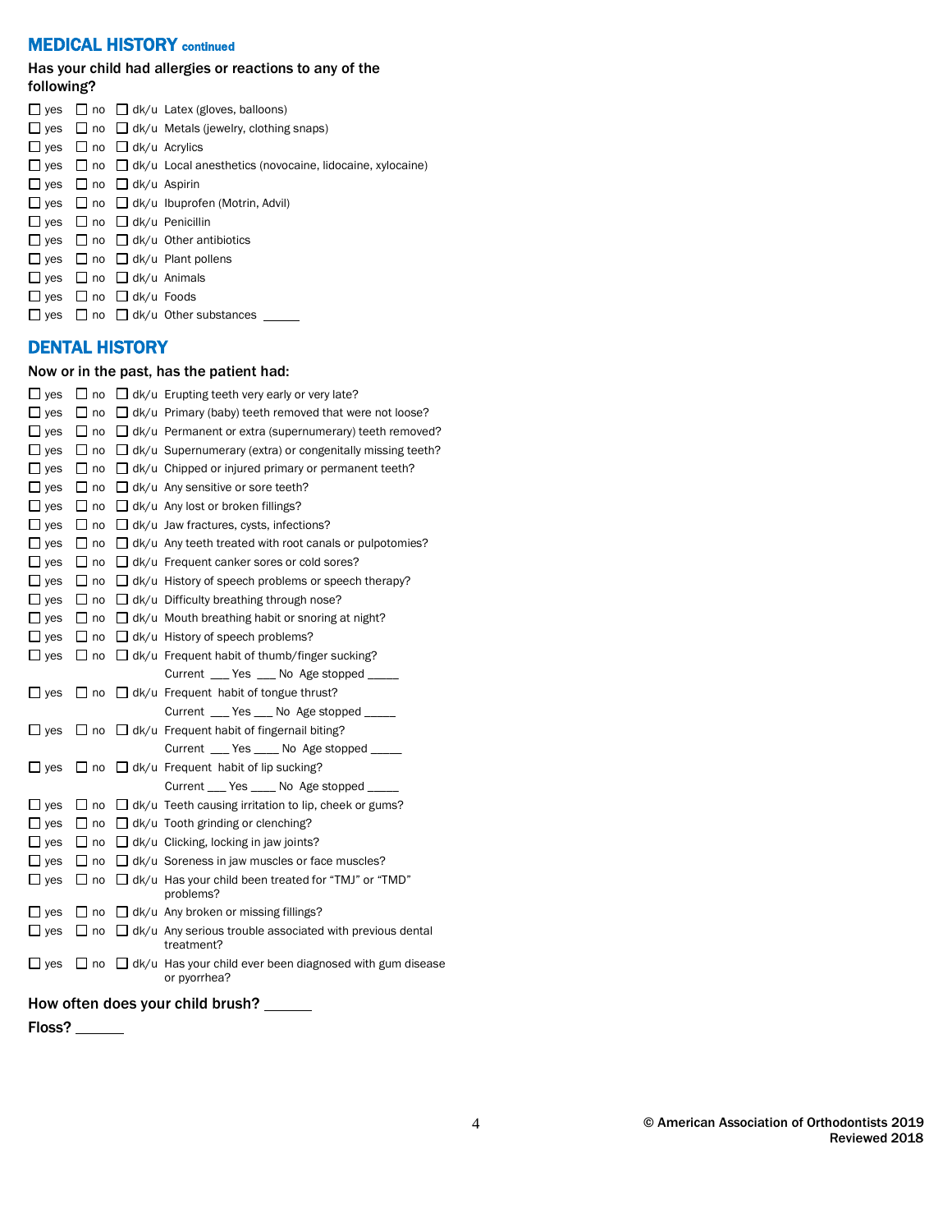## MEDICAL HISTORY continued

### Has your child had allergies or reactions to any of the following?

- ☐ yes ☐ no ☐ dk/u Latex (gloves, balloons)
- ☐ yes ☐ no ☐ dk/u Metals (jewelry, clothing snaps)
- ☐ yes ☐ no ☐ dk/u Acrylics
- ☐ yes ☐ no ☐ dk/u Local anesthetics (novocaine, lidocaine, xylocaine)
- ☐ yes ☐ no ☐ dk/u Aspirin
- ☐ yes ☐ no ☐ dk/u Ibuprofen (Motrin, Advil)
- ☐ yes ☐ no ☐ dk/u Penicillin
- ☐ yes ☐ no ☐ dk/u Other antibiotics
- ☐ yes ☐ no ☐ dk/u Plant pollens
- ☐ yes ☐ no ☐ dk/u Animals
- ☐ yes ☐ no ☐ dk/u Foods
- ☐ yes ☐ no ☐ dk/u Other substances ______

## DENTAL HISTORY

### Now or in the past, has the patient had:

- ☐ yes ☐ no ☐ dk/u Erupting teeth very early or very late?
- ☐ yes ☐ no ☐ dk/u Primary (baby) teeth removed that were not loose?
- ☐ yes ☐ no ☐ dk/u Permanent or extra (supernumerary) teeth removed?
- ☐ yes ☐ no ☐ dk/u Supernumerary (extra) or congenitally missing teeth?
- ☐ yes ☐ no ☐ dk/u Chipped or injured primary or permanent teeth?
- ☐ yes ☐ no ☐ dk/u Any sensitive or sore teeth?
- ☐ yes ☐ no ☐ dk/u Any lost or broken fillings?
- ☐ yes ☐ no ☐ dk/u Jaw fractures, cysts, infections?
- ☐ yes ☐ no ☐ dk/u Any teeth treated with root canals or pulpotomies?
- ☐ yes ☐ no ☐ dk/u Frequent canker sores or cold sores?
- ☐ yes ☐ no ☐ dk/u History of speech problems or speech therapy?
- ☐ yes ☐ no ☐ dk/u Difficulty breathing through nose?
- ☐ yes ☐ no ☐ dk/u Mouth breathing habit or snoring at night?
- ☐ yes ☐ no ☐ dk/u History of speech problems?
- ☐ yes ☐ no ☐ dk/u Frequent habit of thumb/finger sucking?
  Current ___ Yes ___ No Age stopped _____
- ☐ yes ☐ no ☐ dk/u Frequent habit of tongue thrust?
  Current ___ Yes ___ No Age stopped _____
- ☐ yes ☐ no ☐ dk/u Frequent habit of fingernail biting?
  Current ___ Yes ____ No Age stopped _____
- ☐ yes ☐ no ☐ dk/u Frequent habit of lip sucking?
  Current ___ Yes ____ No Age stopped _____
- ☐ yes ☐ no ☐ dk/u Teeth causing irritation to lip, cheek or gums?
- ☐ yes ☐ no ☐ dk/u Tooth grinding or clenching?
- ☐ yes ☐ no ☐ dk/u Clicking, locking in jaw joints?
- ☐ yes ☐ no ☐ dk/u Soreness in jaw muscles or face muscles?
- ☐ yes ☐ no ☐ dk/u Has your child been treated for "TMJ" or "TMD" problems?
- ☐ yes ☐ no ☐ dk/u Any broken or missing fillings?
- ☐ yes ☐ no ☐ dk/u Any serious trouble associated with previous dental treatment?
- ☐ yes ☐ no ☐ dk/u Has your child ever been diagnosed with gum disease or pyorrhea?

**How often does your child brush?** ______

**Floss?** ______

**© American Association of Orthodontists 2019**
**Reviewed 2018**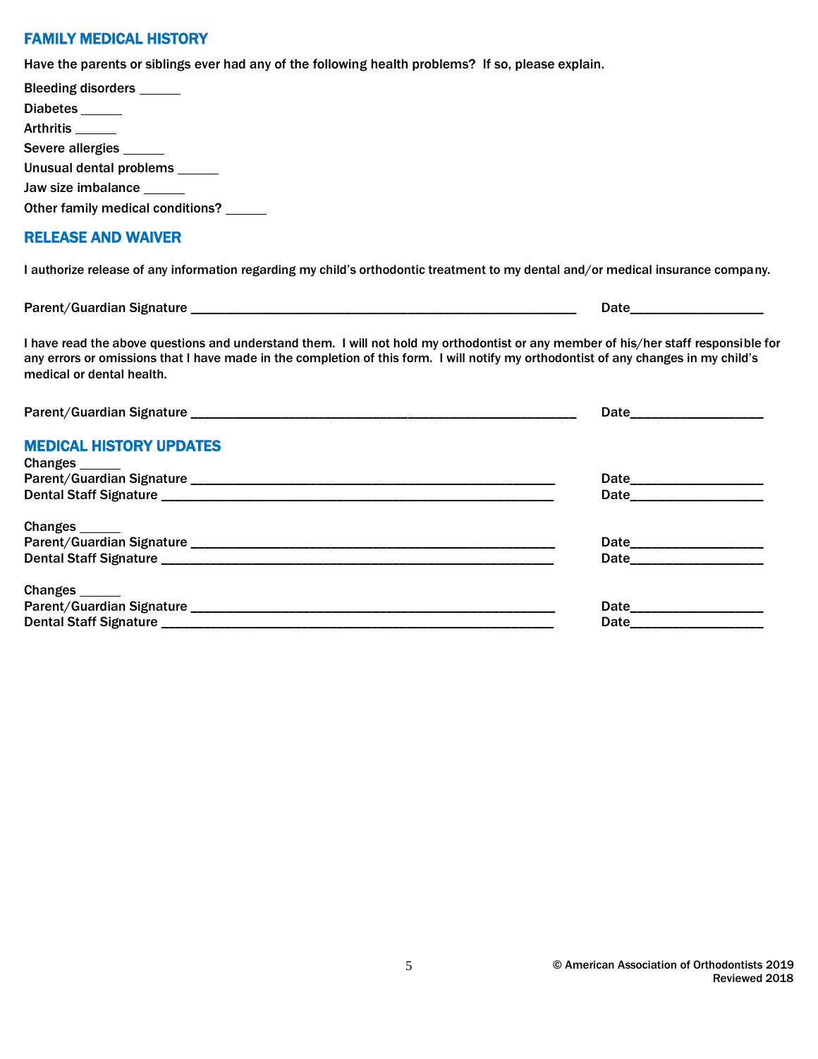## FAMILY MEDICAL HISTORY

**Have the parents or siblings ever had any of the following health problems? If so, please explain.**

Bleeding disorders ______

Diabetes ______

Arthritis ______

Severe allergies ______

Unusual dental problems ______

Jaw size imbalance ______

Other family medical conditions? ______

## RELEASE AND WAIVER

I authorize release of any information regarding my child's orthodontic treatment to my dental and/or medical insurance company.

Parent/Guardian Signature ________________________________________________________ Date___________________

I have read the above questions and understand them. I will not hold my orthodontist or any member of his/her staff responsible for any errors or omissions that I have made in the completion of this form. I will notify my orthodontist of any changes in my child's medical or dental health.

Parent/Guardian Signature ________________________________________________________ Date___________________

## MEDICAL HISTORY UPDATES

Changes ______
Parent/Guardian Signature ____________________________________________________ Date___________________
Dental Staff Signature ________________________________________________________ Date___________________

Changes ______
Parent/Guardian Signature ____________________________________________________ Date___________________
Dental Staff Signature ________________________________________________________ Date___________________

Changes ______
Parent/Guardian Signature ____________________________________________________ Date___________________
Dental Staff Signature ________________________________________________________ Date___________________

© American Association of Orthodontists 2019
Reviewed 2018